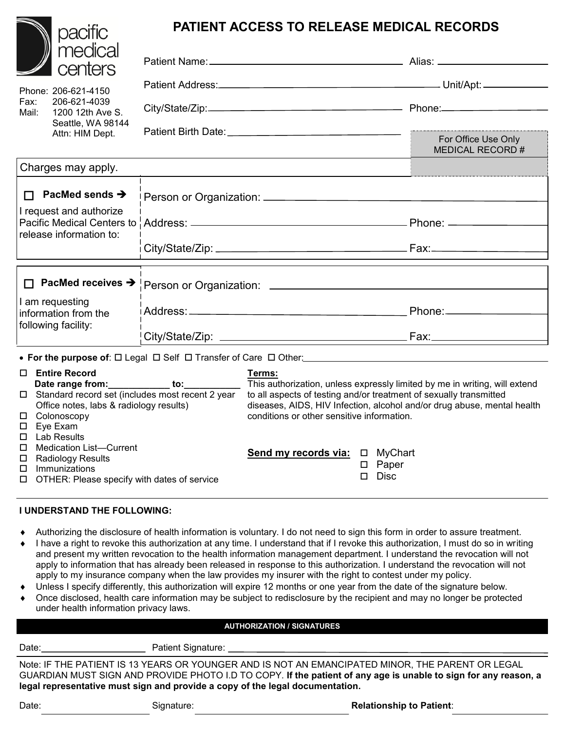pacific medical centers

Phone: 206-621-4150
Fax: 206-621-4039
Mail: 1200 12th Ave S.
Seattle, WA 98144
Attn: HIM Dept.

# PATIENT ACCESS TO RELEASE MEDICAL RECORDS

Patient Name: ______________________ Alias: ______________

Patient Address: ______________________ Unit/Apt: ______________

City/State/Zip: ______________________ Phone: ______________

Patient Birth Date: ______________________

For Office Use Only
MEDICAL RECORD #

Charges may apply.

| | |
|---|---|
| ☐ **PacMed sends ➔** I request and authorize Pacific Medical Centers to release information to: | Person or Organization: ______________________ |
| | Address: ______________________ Phone: ______________ |
| | City/State/Zip: ______________________ Fax: ______________ |

| | |
|---|---|
| ☐ **PacMed receives ➔** I am requesting information from the following facility: | Person or Organization: ______________________ |
| | Address: ______________________ Phone: ______________ |
| | City/State/Zip: ______________________ Fax: ______________ |

- **For the purpose of**: ☐ Legal ☐ Self ☐ Transfer of Care ☐ Other: ______________

☐ **Entire Record**
**Date range from:___________ to:___________**
☐ Standard record set (includes most recent 2 year Office notes, labs & radiology results)
☐ Colonoscopy
☐ Eye Exam
☐ Lab Results
☐ Medication List—Current
☐ Radiology Results
☐ Immunizations
☐ OTHER: Please specify with dates of service

**Terms:**
This authorization, unless expressly limited by me in writing, will extend to all aspects of testing and/or treatment of sexually transmitted diseases, AIDS, HIV Infection, alcohol and/or drug abuse, mental health conditions or other sensitive information.

**Send my records via:** ☐ MyChart ☐ Paper ☐ Disc

**I UNDERSTAND THE FOLLOWING:**

- Authorizing the disclosure of health information is voluntary. I do not need to sign this form in order to assure treatment.
- I have a right to revoke this authorization at any time. I understand that if I revoke this authorization, I must do so in writing and present my written revocation to the health information management department. I understand the revocation will not apply to information that has already been released in response to this authorization. I understand the revocation will not apply to my insurance company when the law provides my insurer with the right to contest under my policy.
- Unless I specify differently, this authorization will expire 12 months or one year from the date of the signature below.
- Once disclosed, health care information may be subject to redisclosure by the recipient and may no longer be protected under health information privacy laws.

**AUTHORIZATION / SIGNATURES**

Date: ______________ Patient Signature: ______________________

Note: IF THE PATIENT IS 13 YEARS OR YOUNGER AND IS NOT AN EMANCIPATED MINOR, THE PARENT OR LEGAL GUARDIAN MUST SIGN AND PROVIDE PHOTO I.D TO COPY. **If the patient of any age is unable to sign for any reason, a legal representative must sign and provide a copy of the legal documentation.**

Date: ______________ Signature: ______________________ **Relationship to Patient**: ______________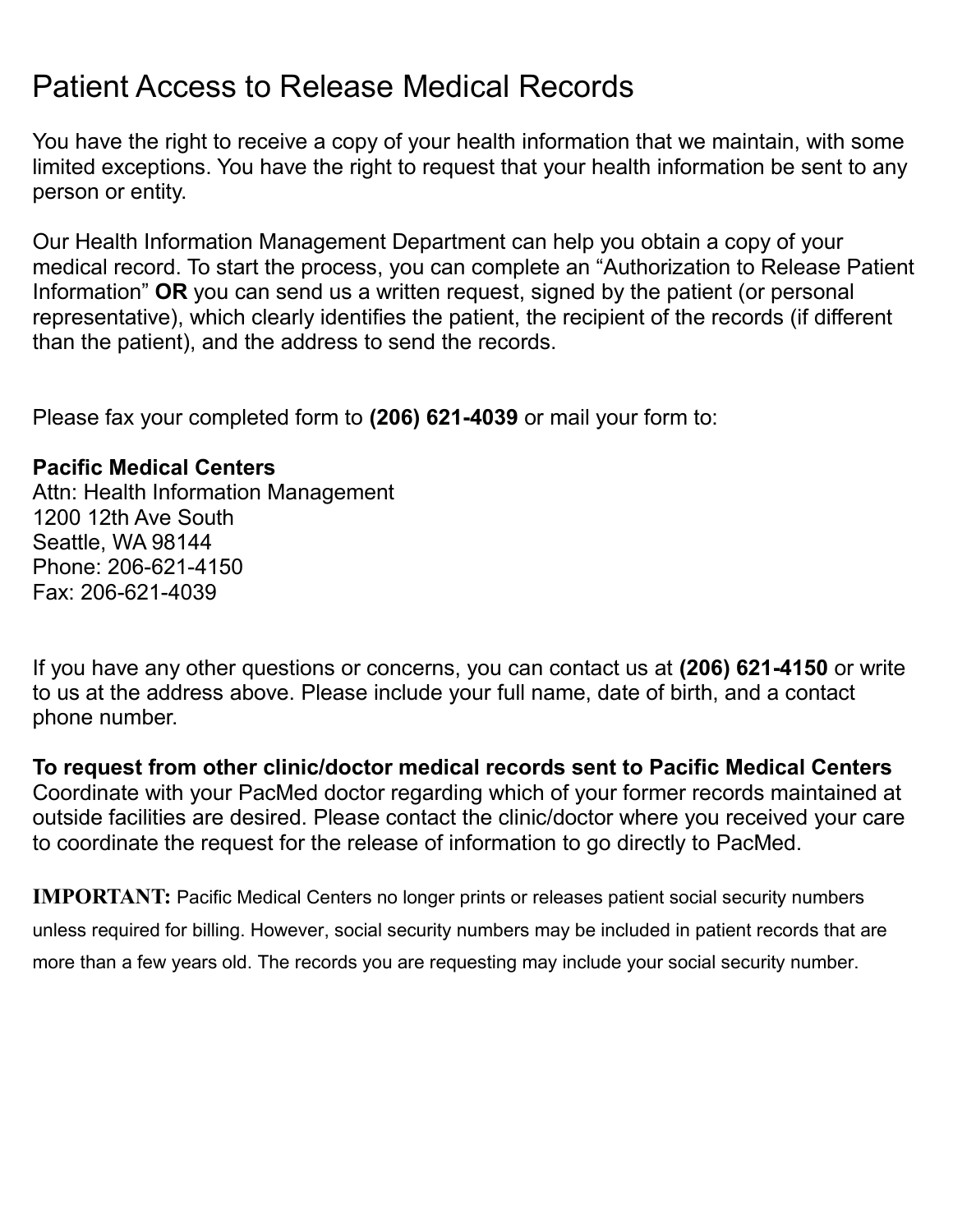# Patient Access to Release Medical Records

You have the right to receive a copy of your health information that we maintain, with some limited exceptions. You have the right to request that your health information be sent to any person or entity.

Our Health Information Management Department can help you obtain a copy of your medical record. To start the process, you can complete an “Authorization to Release Patient Information” **OR** you can send us a written request, signed by the patient (or personal representative), which clearly identifies the patient, the recipient of the records (if different than the patient), and the address to send the records.

Please fax your completed form to **(206) 621-4039** or mail your form to:

**Pacific Medical Centers**
Attn: Health Information Management
1200 12th Ave South
Seattle, WA 98144
Phone: 206-621-4150
Fax: 206-621-4039

If you have any other questions or concerns, you can contact us at **(206) 621-4150** or write to us at the address above. Please include your full name, date of birth, and a contact phone number.

**To request from other clinic/doctor medical records sent to Pacific Medical Centers**
Coordinate with your PacMed doctor regarding which of your former records maintained at outside facilities are desired. Please contact the clinic/doctor where you received your care to coordinate the request for the release of information to go directly to PacMed.

**IMPORTANT:** Pacific Medical Centers no longer prints or releases patient social security numbers unless required for billing. However, social security numbers may be included in patient records that are more than a few years old. The records you are requesting may include your social security number.